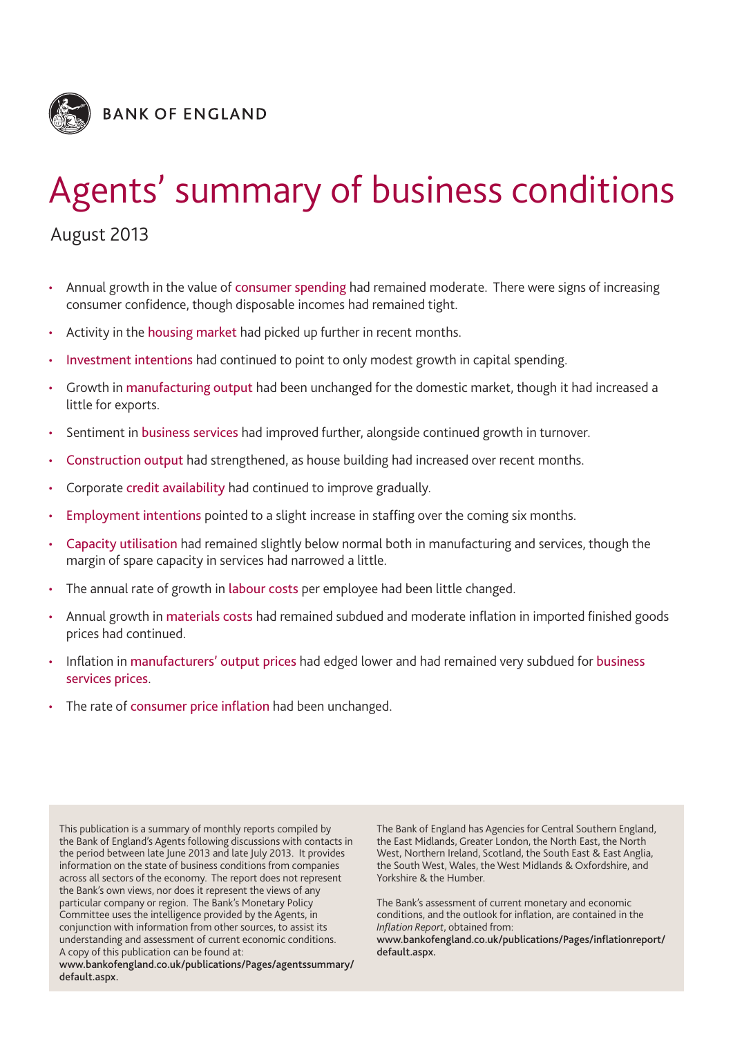BANK OF ENGLAND

# Agents' summary of business conditions

August 2013

- Annual growth in the value of consumer spending had remained moderate. There were signs of increasing consumer confidence, though disposable incomes had remained tight.
- Activity in the housing market had picked up further in recent months.
- Investment intentions had continued to point to only modest growth in capital spending.
- Growth in manufacturing output had been unchanged for the domestic market, though it had increased a little for exports.
- Sentiment in business services had improved further, alongside continued growth in turnover.
- Construction output had strengthened, as house building had increased over recent months.
- Corporate credit availability had continued to improve gradually.
- Employment intentions pointed to a slight increase in staffing over the coming six months.
- Capacity utilisation had remained slightly below normal both in manufacturing and services, though the margin of spare capacity in services had narrowed a little.
- The annual rate of growth in labour costs per employee had been little changed.
- Annual growth in materials costs had remained subdued and moderate inflation in imported finished goods prices had continued.
- Inflation in manufacturers' output prices had edged lower and had remained very subdued for business services prices.
- The rate of consumer price inflation had been unchanged.

This publication is a summary of monthly reports compiled by the Bank of England's Agents following discussions with contacts in the period between late June 2013 and late July 2013. It provides information on the state of business conditions from companies across all sectors of the economy. The report does not represent the Bank's own views, nor does it represent the views of any particular company or region. The Bank's Monetary Policy Committee uses the intelligence provided by the Agents, in conjunction with information from other sources, to assist its understanding and assessment of current economic conditions. A copy of this publication can be found at: **www.bankofengland.co.uk/publications/Pages/agentssummary/default.aspx.**

The Bank of England has Agencies for Central Southern England, the East Midlands, Greater London, the North East, the North West, Northern Ireland, Scotland, the South East & East Anglia, the South West, Wales, the West Midlands & Oxfordshire, and Yorkshire & the Humber.

The Bank's assessment of current monetary and economic conditions, and the outlook for inflation, are contained in the *Inflation Report*, obtained from: **www.bankofengland.co.uk/publications/Pages/inflationreport/default.aspx.**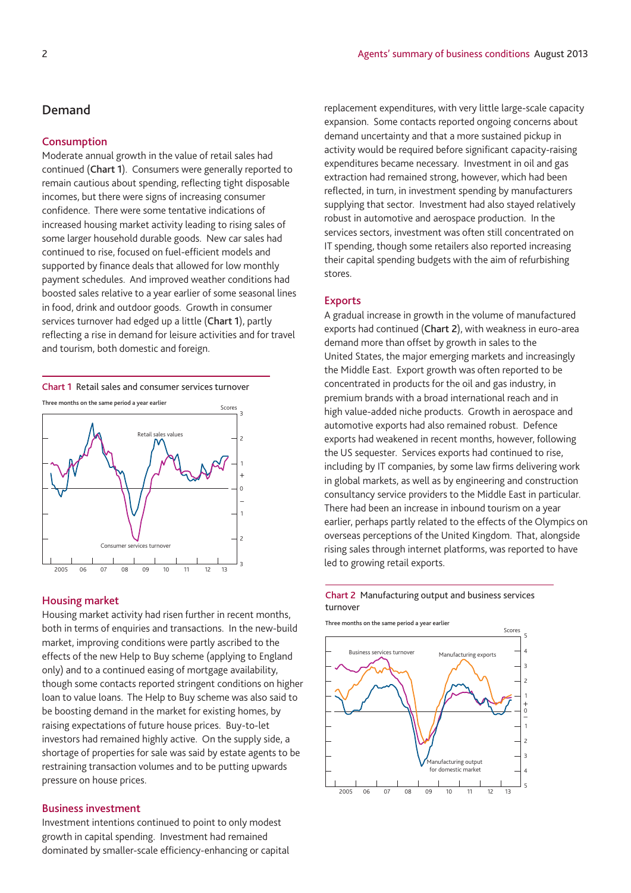## Demand

### Consumption

Moderate annual growth in the value of retail sales had continued (**Chart 1**). Consumers were generally reported to remain cautious about spending, reflecting tight disposable incomes, but there were signs of increasing consumer confidence. There were some tentative indications of increased housing market activity leading to rising sales of some larger household durable goods. New car sales had continued to rise, focused on fuel-efficient models and supported by finance deals that allowed for low monthly payment schedules. And improved weather conditions had boosted sales relative to a year earlier of some seasonal lines in food, drink and outdoor goods. Growth in consumer services turnover had edged up a little (**Chart 1**), partly reflecting a rise in demand for leisure activities and for travel and tourism, both domestic and foreign.

Chart 1 Retail sales and consumer services turnover

Three months on the same period a year earlier

Scores

3
2
1
+
0
–
1
2
3

Retail sales values

Consumer services turnover

2005 06 07 08 09 10 11 12 13

### Housing market

Housing market activity had risen further in recent months, both in terms of enquiries and transactions. In the new-build market, improving conditions were partly ascribed to the effects of the new Help to Buy scheme (applying to England only) and to a continued easing of mortgage availability, though some contacts reported stringent conditions on higher loan to value loans. The Help to Buy scheme was also said to be boosting demand in the market for existing homes, by raising expectations of future house prices. Buy-to-let investors had remained highly active. On the supply side, a shortage of properties for sale was said by estate agents to be restraining transaction volumes and to be putting upwards pressure on house prices.

### Business investment

Investment intentions continued to point to only modest growth in capital spending. Investment had remained dominated by smaller-scale efficiency-enhancing or capital replacement expenditures, with very little large-scale capacity expansion. Some contacts reported ongoing concerns about demand uncertainty and that a more sustained pickup in activity would be required before significant capacity-raising expenditures became necessary. Investment in oil and gas extraction had remained strong, however, which had been reflected, in turn, in investment spending by manufacturers supplying that sector. Investment had also stayed relatively robust in automotive and aerospace production. In the services sectors, investment was often still concentrated on IT spending, though some retailers also reported increasing their capital spending budgets with the aim of refurbishing stores.

### Exports

A gradual increase in growth in the volume of manufactured exports had continued (**Chart 2**), with weakness in euro-area demand more than offset by growth in sales to the United States, the major emerging markets and increasingly the Middle East. Export growth was often reported to be concentrated in products for the oil and gas industry, in premium brands with a broad international reach and in high value-added niche products. Growth in aerospace and automotive exports had also remained robust. Defence exports had weakened in recent months, however, following the US sequester. Services exports had continued to rise, including by IT companies, by some law firms delivering work in global markets, as well as by engineering and construction consultancy service providers to the Middle East in particular. There had been an increase in inbound tourism on a year earlier, perhaps partly related to the effects of the Olympics on overseas perceptions of the United Kingdom. That, alongside rising sales through internet platforms, was reported to have led to growing retail exports.

Chart 2 Manufacturing output and business services turnover

Three months on the same period a year earlier

Scores

5
4
3
2
1
+
0
–
1
2
3
4
5

Business services turnover

Manufacturing exports

Manufacturing output for domestic market

2005 06 07 08 09 10 11 12 13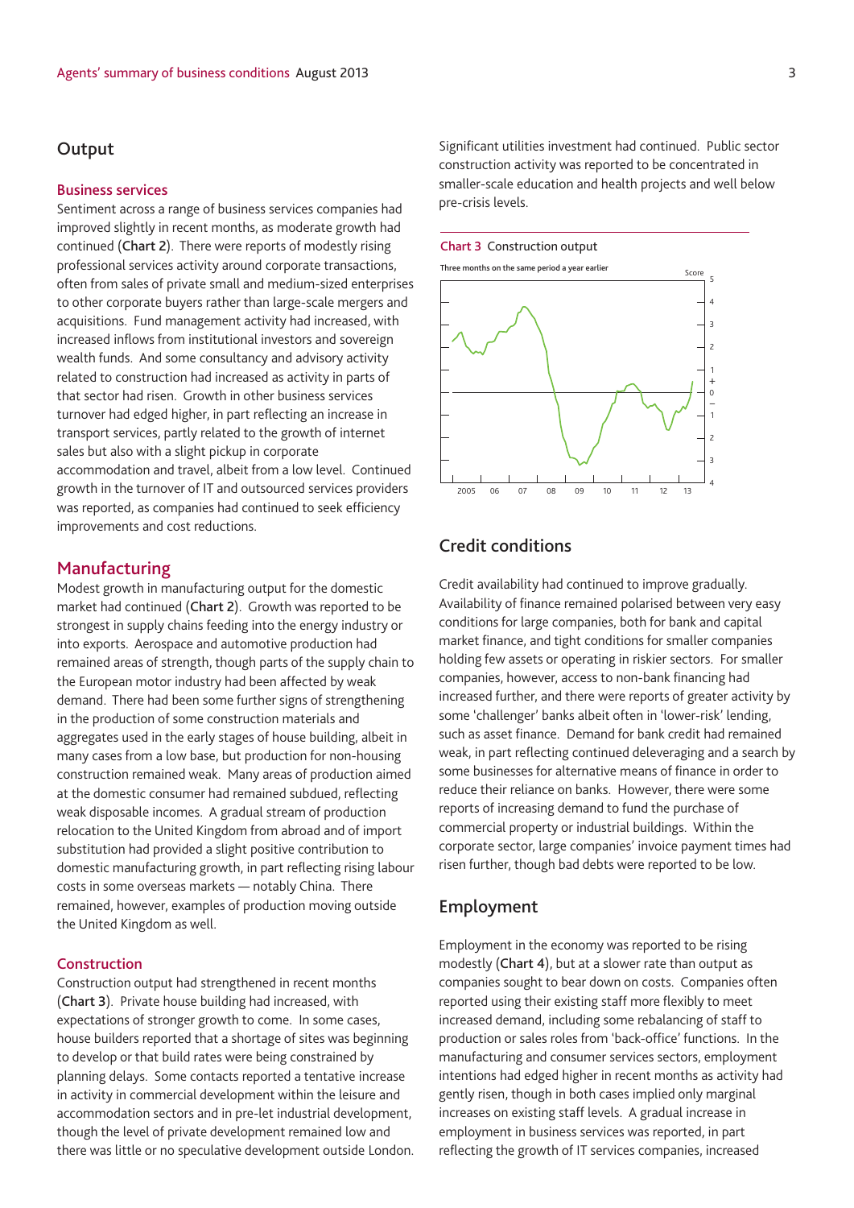## Output

### Business services

Sentiment across a range of business services companies had improved slightly in recent months, as moderate growth had continued (**Chart 2**). There were reports of modestly rising professional services activity around corporate transactions, often from sales of private small and medium-sized enterprises to other corporate buyers rather than large-scale mergers and acquisitions. Fund management activity had increased, with increased inflows from institutional investors and sovereign wealth funds. And some consultancy and advisory activity related to construction had increased as activity in parts of that sector had risen. Growth in other business services turnover had edged higher, in part reflecting an increase in transport services, partly related to the growth of internet sales but also with a slight pickup in corporate accommodation and travel, albeit from a low level. Continued growth in the turnover of IT and outsourced services providers was reported, as companies had continued to seek efficiency improvements and cost reductions.

## Manufacturing

Modest growth in manufacturing output for the domestic market had continued (**Chart 2**). Growth was reported to be strongest in supply chains feeding into the energy industry or into exports. Aerospace and automotive production had remained areas of strength, though parts of the supply chain to the European motor industry had been affected by weak demand. There had been some further signs of strengthening in the production of some construction materials and aggregates used in the early stages of house building, albeit in many cases from a low base, but production for non-housing construction remained weak. Many areas of production aimed at the domestic consumer had remained subdued, reflecting weak disposable incomes. A gradual stream of production relocation to the United Kingdom from abroad and of import substitution had provided a slight positive contribution to domestic manufacturing growth, in part reflecting rising labour costs in some overseas markets — notably China. There remained, however, examples of production moving outside the United Kingdom as well.

### Construction

Construction output had strengthened in recent months (**Chart 3**). Private house building had increased, with expectations of stronger growth to come. In some cases, house builders reported that a shortage of sites was beginning to develop or that build rates were being constrained by planning delays. Some contacts reported a tentative increase in activity in commercial development within the leisure and accommodation sectors and in pre-let industrial development, though the level of private development remained low and there was little or no speculative development outside London. Significant utilities investment had continued. Public sector construction activity was reported to be concentrated in smaller-scale education and health projects and well below pre-crisis levels.

**Chart 3** Construction output

Three months on the same period a year earlier

## Credit conditions

Credit availability had continued to improve gradually. Availability of finance remained polarised between very easy conditions for large companies, both for bank and capital market finance, and tight conditions for smaller companies holding few assets or operating in riskier sectors. For smaller companies, however, access to non-bank financing had increased further, and there were reports of greater activity by some 'challenger' banks albeit often in 'lower-risk' lending, such as asset finance. Demand for bank credit had remained weak, in part reflecting continued deleveraging and a search by some businesses for alternative means of finance in order to reduce their reliance on banks. However, there were some reports of increasing demand to fund the purchase of commercial property or industrial buildings. Within the corporate sector, large companies' invoice payment times had risen further, though bad debts were reported to be low.

## Employment

Employment in the economy was reported to be rising modestly (**Chart 4**), but at a slower rate than output as companies sought to bear down on costs. Companies often reported using their existing staff more flexibly to meet increased demand, including some rebalancing of staff to production or sales roles from 'back-office' functions. In the manufacturing and consumer services sectors, employment intentions had edged higher in recent months as activity had gently risen, though in both cases implied only marginal increases on existing staff levels. A gradual increase in employment in business services was reported, in part reflecting the growth of IT services companies, increased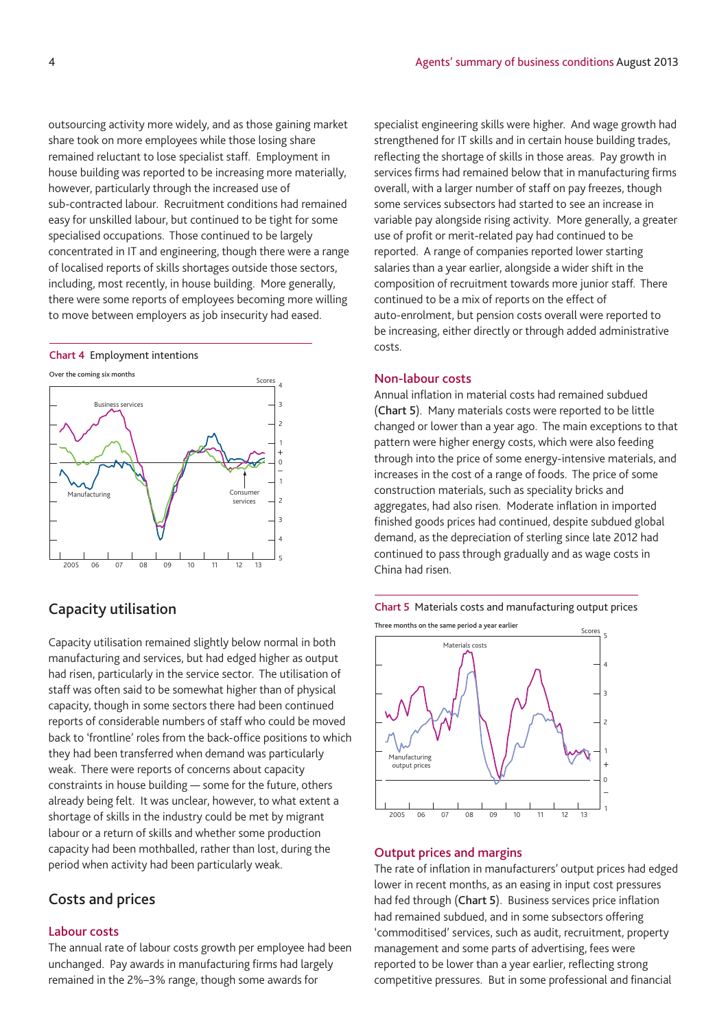outsourcing activity more widely, and as those gaining market share took on more employees while those losing share remained reluctant to lose specialist staff. Employment in house building was reported to be increasing more materially, however, particularly through the increased use of sub-contracted labour. Recruitment conditions had remained easy for unskilled labour, but continued to be tight for some specialised occupations. Those continued to be largely concentrated in IT and engineering, though there were a range of localised reports of skills shortages outside those sectors, including, most recently, in house building. More generally, there were some reports of employees becoming more willing to move between employers as job insecurity had eased.

Chart 4 Employment intentions

Over the coming six months

Scores

4
3
2
1
+
0
–
1
2
3
4
5

Business services

Manufacturing

Consumer services

2005 06 07 08 09 10 11 12 13

## Capacity utilisation

Capacity utilisation remained slightly below normal in both manufacturing and services, but had edged higher as output had risen, particularly in the service sector. The utilisation of staff was often said to be somewhat higher than of physical capacity, though in some sectors there had been continued reports of considerable numbers of staff who could be moved back to 'frontline' roles from the back-office positions to which they had been transferred when demand was particularly weak. There were reports of concerns about capacity constraints in house building — some for the future, others already being felt. It was unclear, however, to what extent a shortage of skills in the industry could be met by migrant labour or a return of skills and whether some production capacity had been mothballed, rather than lost, during the period when activity had been particularly weak.

## Costs and prices

### Labour costs

The annual rate of labour costs growth per employee had been unchanged. Pay awards in manufacturing firms had largely remained in the 2%–3% range, though some awards for specialist engineering skills were higher. And wage growth had strengthened for IT skills and in certain house building trades, reflecting the shortage of skills in those areas. Pay growth in services firms had remained below that in manufacturing firms overall, with a larger number of staff on pay freezes, though some services subsectors had started to see an increase in variable pay alongside rising activity. More generally, a greater use of profit or merit-related pay had continued to be reported. A range of companies reported lower starting salaries than a year earlier, alongside a wider shift in the composition of recruitment towards more junior staff. There continued to be a mix of reports on the effect of auto-enrolment, but pension costs overall were reported to be increasing, either directly or through added administrative costs.

### Non-labour costs

Annual inflation in material costs had remained subdued (**Chart 5**). Many materials costs were reported to be little changed or lower than a year ago. The main exceptions to that pattern were higher energy costs, which were also feeding through into the price of some energy-intensive materials, and increases in the cost of a range of foods. The price of some construction materials, such as speciality bricks and aggregates, had also risen. Moderate inflation in imported finished goods prices had continued, despite subdued global demand, as the depreciation of sterling since late 2012 had continued to pass through gradually and as wage costs in China had risen.

Chart 5 Materials costs and manufacturing output prices

Three months on the same period a year earlier

Scores

5
4
3
2
1
+
0
–
1

Materials costs

Manufacturing output prices

2005 06 07 08 09 10 11 12 13

### Output prices and margins

The rate of inflation in manufacturers' output prices had edged lower in recent months, as an easing in input cost pressures had fed through (**Chart 5**). Business services price inflation had remained subdued, and in some subsectors offering 'commoditised' services, such as audit, recruitment, property management and some parts of advertising, fees were reported to be lower than a year earlier, reflecting strong competitive pressures. But in some professional and financial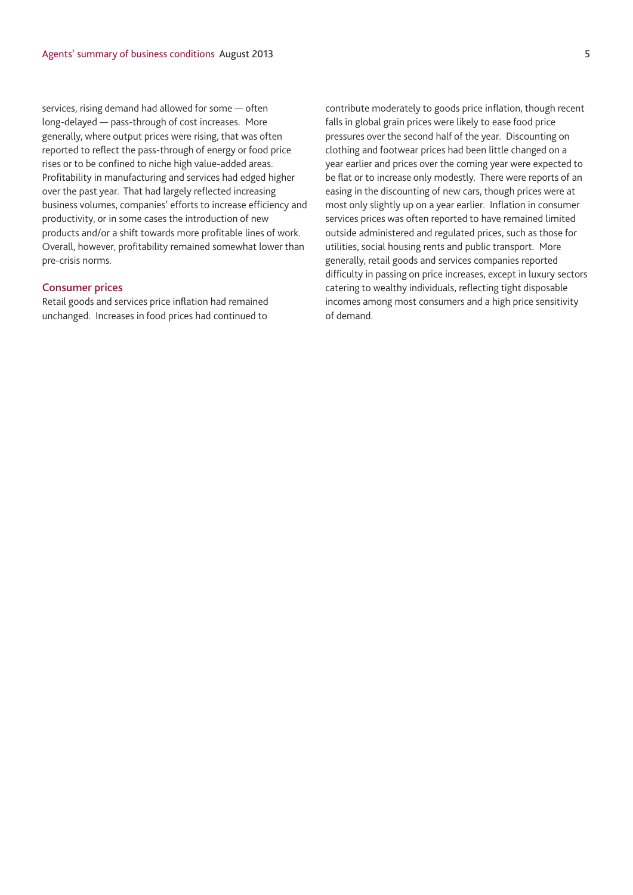services, rising demand had allowed for some — often long-delayed — pass-through of cost increases. More generally, where output prices were rising, that was often reported to reflect the pass-through of energy or food price rises or to be confined to niche high value-added areas. Profitability in manufacturing and services had edged higher over the past year. That had largely reflected increasing business volumes, companies' efforts to increase efficiency and productivity, or in some cases the introduction of new products and/or a shift towards more profitable lines of work. Overall, however, profitability remained somewhat lower than pre-crisis norms.

## Consumer prices

Retail goods and services price inflation had remained unchanged. Increases in food prices had continued to contribute moderately to goods price inflation, though recent falls in global grain prices were likely to ease food price pressures over the second half of the year. Discounting on clothing and footwear prices had been little changed on a year earlier and prices over the coming year were expected to be flat or to increase only modestly. There were reports of an easing in the discounting of new cars, though prices were at most only slightly up on a year earlier. Inflation in consumer services prices was often reported to have remained limited outside administered and regulated prices, such as those for utilities, social housing rents and public transport. More generally, retail goods and services companies reported difficulty in passing on price increases, except in luxury sectors catering to wealthy individuals, reflecting tight disposable incomes among most consumers and a high price sensitivity of demand.